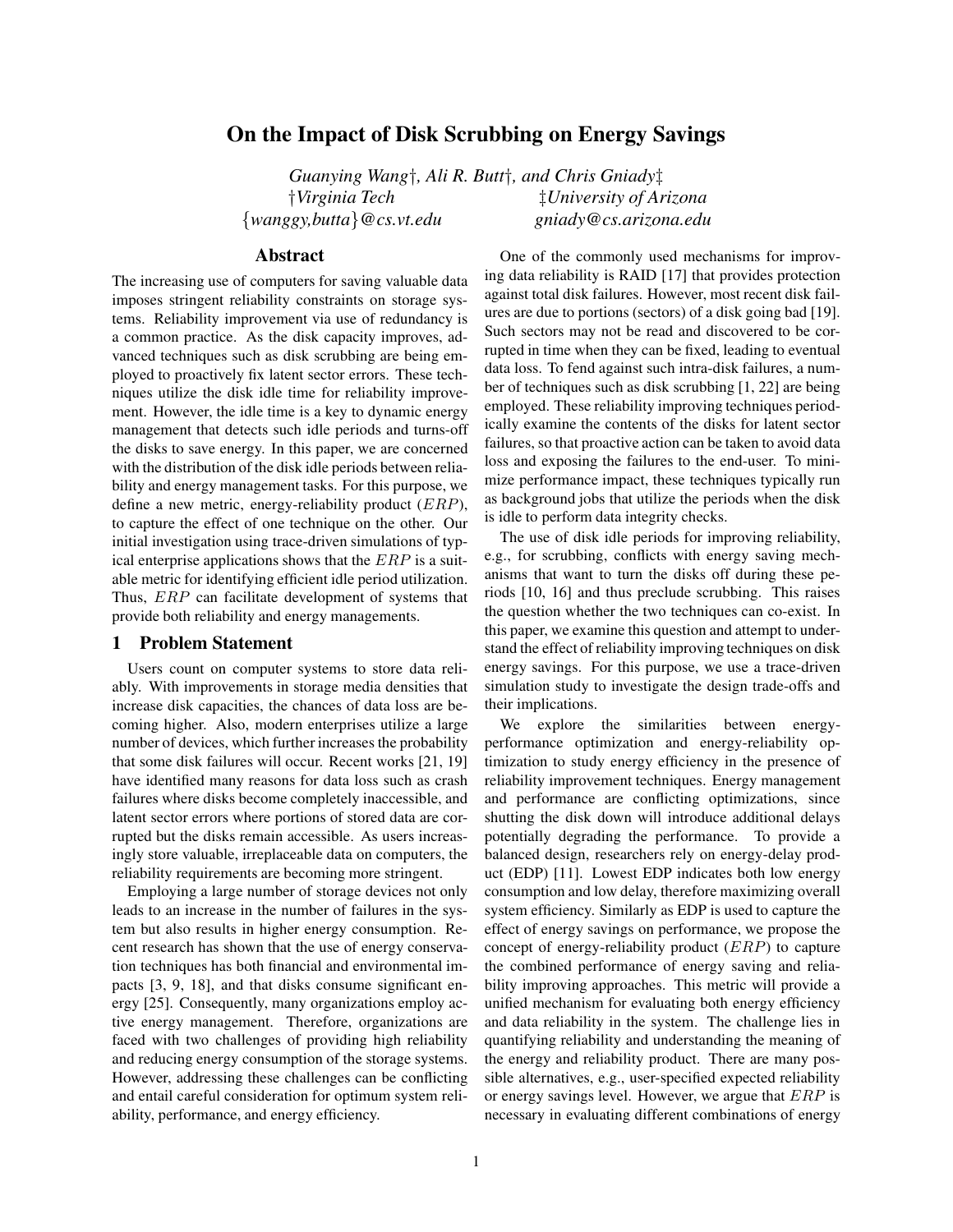# On the Impact of Disk Scrubbing on Energy Savings

*Guanying Wang†, Ali R. Butt†, and Chris Gniady‡*

*†Virginia Tech* — *{wanggy,butta}@cs.vt.edu*

*‡University of Arizona* — *gniady@cs.arizona.edu*

## Abstract

The increasing use of computers for saving valuable data imposes stringent reliability constraints on storage systems. Reliability improvement via use of redundancy is a common practice. As the disk capacity improves, advanced techniques such as disk scrubbing are being employed to proactively fix latent sector errors. These techniques utilize the disk idle time for reliability improvement. However, the idle time is a key to dynamic energy management that detects such idle periods and turns-off the disks to save energy. In this paper, we are concerned with the distribution of the disk idle periods between reliability and energy management tasks. For this purpose, we define a new metric, energy-reliability product ($ERP$), to capture the effect of one technique on the other. Our initial investigation using trace-driven simulations of typical enterprise applications shows that the $ERP$ is a suitable metric for identifying efficient idle period utilization. Thus, $ERP$ can facilitate development of systems that provide both reliability and energy managements.

## 1 Problem Statement

Users count on computer systems to store data reliably. With improvements in storage media densities that increase disk capacities, the chances of data loss are becoming higher. Also, modern enterprises utilize a large number of devices, which further increases the probability that some disk failures will occur. Recent works [21, 19] have identified many reasons for data loss such as crash failures where disks become completely inaccessible, and latent sector errors where portions of stored data are corrupted but the disks remain accessible. As users increasingly store valuable, irreplaceable data on computers, the reliability requirements are becoming more stringent.

Employing a large number of storage devices not only leads to an increase in the number of failures in the system but also results in higher energy consumption. Recent research has shown that the use of energy conservation techniques has both financial and environmental impacts [3, 9, 18], and that disks consume significant energy [25]. Consequently, many organizations employ active energy management. Therefore, organizations are faced with two challenges of providing high reliability and reducing energy consumption of the storage systems. However, addressing these challenges can be conflicting and entail careful consideration for optimum system reliability, performance, and energy efficiency.

One of the commonly used mechanisms for improving data reliability is RAID [17] that provides protection against total disk failures. However, most recent disk failures are due to portions (sectors) of a disk going bad [19]. Such sectors may not be read and discovered to be corrupted in time when they can be fixed, leading to eventual data loss. To fend against such intra-disk failures, a number of techniques such as disk scrubbing [1, 22] are being employed. These reliability improving techniques periodically examine the contents of the disks for latent sector failures, so that proactive action can be taken to avoid data loss and exposing the failures to the end-user. To minimize performance impact, these techniques typically run as background jobs that utilize the periods when the disk is idle to perform data integrity checks.

The use of disk idle periods for improving reliability, e.g., for scrubbing, conflicts with energy saving mechanisms that want to turn the disks off during these periods [10, 16] and thus preclude scrubbing. This raises the question whether the two techniques can co-exist. In this paper, we examine this question and attempt to understand the effect of reliability improving techniques on disk energy savings. For this purpose, we use a trace-driven simulation study to investigate the design trade-offs and their implications.

We explore the similarities between energy-performance optimization and energy-reliability optimization to study energy efficiency in the presence of reliability improvement techniques. Energy management and performance are conflicting optimizations, since shutting the disk down will introduce additional delays potentially degrading the performance. To provide a balanced design, researchers rely on energy-delay product (EDP) [11]. Lowest EDP indicates both low energy consumption and low delay, therefore maximizing overall system efficiency. Similarly as EDP is used to capture the effect of energy savings on performance, we propose the concept of energy-reliability product ($ERP$) to capture the combined performance of energy saving and reliability improving approaches. This metric will provide a unified mechanism for evaluating both energy efficiency and data reliability in the system. The challenge lies in quantifying reliability and understanding the meaning of the energy and reliability product. There are many possible alternatives, e.g., user-specified expected reliability or energy savings level. However, we argue that $ERP$ is necessary in evaluating different combinations of energy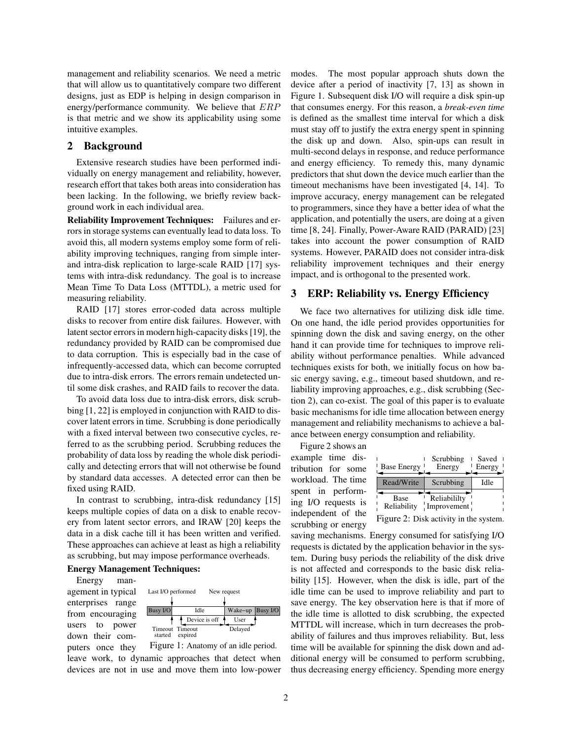management and reliability scenarios. We need a metric that will allow us to quantitatively compare two different designs, just as EDP is helping in design comparison in energy/performance community. We believe that $ERP$ is that metric and we show its applicability using some intuitive examples.

## 2 Background

Extensive research studies have been performed individually on energy management and reliability, however, research effort that takes both areas into consideration has been lacking. In the following, we briefly review background work in each individual area.

**Reliability Improvement Techniques:** Failures and errors in storage systems can eventually lead to data loss. To avoid this, all modern systems employ some form of reliability improving techniques, ranging from simple inter- and intra-disk replication to large-scale RAID [17] systems with intra-disk redundancy. The goal is to increase Mean Time To Data Loss (MTTDL), a metric used for measuring reliability.

RAID [17] stores error-coded data across multiple disks to recover from entire disk failures. However, with latent sector errors in modern high-capacity disks [19], the redundancy provided by RAID can be compromised due to data corruption. This is especially bad in the case of infrequently-accessed data, which can become corrupted due to intra-disk errors. The errors remain undetected until some disk crashes, and RAID fails to recover the data.

To avoid data loss due to intra-disk errors, disk scrubbing [1, 22] is employed in conjunction with RAID to discover latent errors in time. Scrubbing is done periodically with a fixed interval between two consecutive cycles, referred to as the scrubbing period. Scrubbing reduces the probability of data loss by reading the whole disk periodically and detecting errors that will not otherwise be found by standard data accesses. A detected error can then be fixed using RAID.

In contrast to scrubbing, intra-disk redundancy [15] keeps multiple copies of data on a disk to enable recovery from latent sector errors, and IRAW [20] keeps the data in a disk cache till it has been written and verified. These approaches can achieve at least as high a reliability as scrubbing, but may impose performance overheads.

**Energy Management Techniques:**

Energy management in typical enterprises range from encouraging users to power down their computers once they leave work, to dynamic approaches that detect when devices are not in use and move them into low-power modes. The most popular approach shuts down the device after a period of inactivity [7, 13] as shown in Figure 1. Subsequent disk I/O will require a disk spin-up that consumes energy. For this reason, a *break-even time* is defined as the smallest time interval for which a disk must stay off to justify the extra energy spent in spinning the disk up and down. Also, spin-ups can result in multi-second delays in response, and reduce performance and energy efficiency. To remedy this, many dynamic predictors that shut down the device much earlier than the timeout mechanisms have been investigated [4, 14]. To improve accuracy, energy management can be relegated to programmers, since they have a better idea of what the application, and potentially the users, are doing at a given time [8, 24]. Finally, Power-Aware RAID (PARAID) [23] takes into account the power consumption of RAID systems. However, PARAID does not consider intra-disk reliability improvement techniques and their energy impact, and is orthogonal to the presented work.

Figure 1: Anatomy of an idle period.

## 3 ERP: Reliability vs. Energy Efficiency

We face two alternatives for utilizing disk idle time. On one hand, the idle period provides opportunities for spinning down the disk and saving energy, on the other hand it can provide time for techniques to improve reliability without performance penalties. While advanced techniques exists for both, we initially focus on how basic energy saving, e.g., timeout based shutdown, and reliability improving approaches, e.g., disk scrubbing (Section 2), can co-exist. The goal of this paper is to evaluate basic mechanisms for idle time allocation between energy management and reliability mechanisms to achieve a balance between energy consumption and reliability.

Figure 2 shows an example time distribution for some workload. The time spent in performing I/O requests is independent of the scrubbing or energy saving mechanisms. Energy consumed for satisfying I/O requests is dictated by the application behavior in the system. During busy periods the reliability of the disk drive is not affected and corresponds to the basic disk reliability [15]. However, when the disk is idle, part of the idle time can be used to improve reliability and part to save energy. The key observation here is that if more of the idle time is allotted to disk scrubbing, the expected MTTDL will increase, which in turn decreases the probability of failures and thus improves reliability. But, less time will be available for spinning the disk down and additional energy will be consumed to perform scrubbing, thus decreasing energy efficiency. Spending more energy

Figure 2: Disk activity in the system.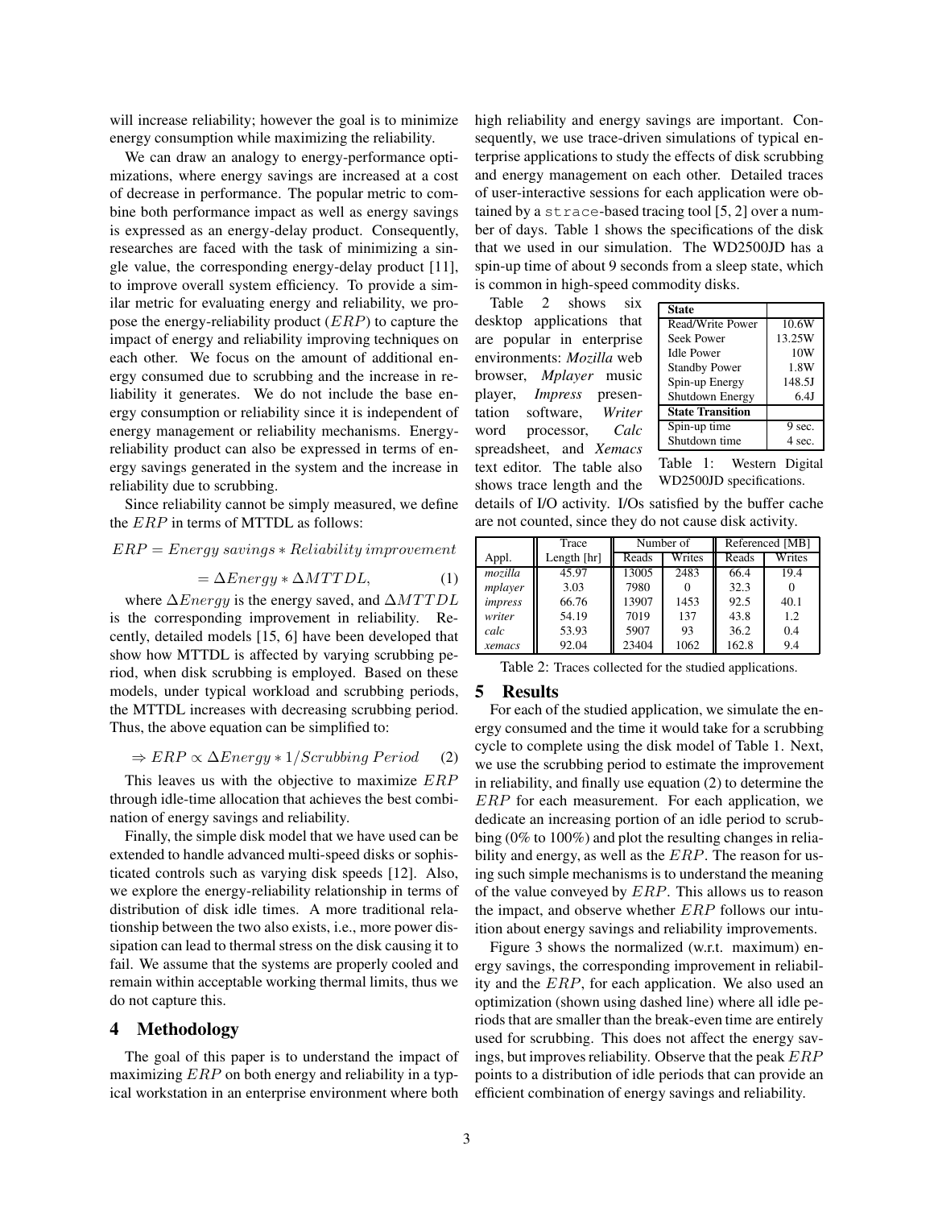will increase reliability; however the goal is to minimize energy consumption while maximizing the reliability.

We can draw an analogy to energy-performance optimizations, where energy savings are increased at a cost of decrease in performance. The popular metric to combine both performance impact as well as energy savings is expressed as an energy-delay product. Consequently, researches are faced with the task of minimizing a single value, the corresponding energy-delay product [11], to improve overall system efficiency. To provide a similar metric for evaluating energy and reliability, we propose the energy-reliability product ($ERP$) to capture the impact of energy and reliability improving techniques on each other. We focus on the amount of additional energy consumed due to scrubbing and the increase in reliability it generates. We do not include the base energy consumption or reliability since it is independent of energy management or reliability mechanisms. Energy-reliability product can also be expressed in terms of energy savings generated in the system and the increase in reliability due to scrubbing.

Since reliability cannot be simply measured, we define the $ERP$ in terms of MTTDL as follows:

$$ERP = Energy\ savings * Reliability\ improvement$$

$$= \Delta Energy * \Delta MTTDL, \quad (1)$$

where $\Delta Energy$ is the energy saved, and $\Delta MTTDL$ is the corresponding improvement in reliability. Recently, detailed models [15, 6] have been developed that show how MTTDL is affected by varying scrubbing period, when disk scrubbing is employed. Based on these models, under typical workload and scrubbing periods, the MTTDL increases with decreasing scrubbing period. Thus, the above equation can be simplified to:

$$\Rightarrow ERP \propto \Delta Energy * 1/Scrubbing\ Period \quad (2)$$

This leaves us with the objective to maximize $ERP$ through idle-time allocation that achieves the best combination of energy savings and reliability.

Finally, the simple disk model that we have used can be extended to handle advanced multi-speed disks or sophisticated controls such as varying disk speeds [12]. Also, we explore the energy-reliability relationship in terms of distribution of disk idle times. A more traditional relationship between the two also exists, i.e., more power dissipation can lead to thermal stress on the disk causing it to fail. We assume that the systems are properly cooled and remain within acceptable working thermal limits, thus we do not capture this.

## 4 Methodology

The goal of this paper is to understand the impact of maximizing $ERP$ on both energy and reliability in a typical workstation in an enterprise environment where both high reliability and energy savings are important. Consequently, we use trace-driven simulations of typical enterprise applications to study the effects of disk scrubbing and energy management on each other. Detailed traces of user-interactive sessions for each application were obtained by a `strace`-based tracing tool [5, 2] over a number of days. Table 1 shows the specifications of the disk that we used in our simulation. The WD2500JD has a spin-up time of about 9 seconds from a sleep state, which is common in high-speed commodity disks.

| **State** | |
|---|---|
| Read/Write Power | 10.6W |
| Seek Power | 13.25W |
| Idle Power | 10W |
| Standby Power | 1.8W |
| Spin-up Energy | 148.5J |
| Shutdown Energy | 6.4J |
| **State Transition** | |
| Spin-up time | 9 sec. |
| Shutdown time | 4 sec. |

Table 1: Western Digital WD2500JD specifications.

Table 2 shows six desktop applications that are popular in enterprise environments: *Mozilla* web browser, *Mplayer* music player, *Impress* presentation software, *Writer* word processor, *Calc* spreadsheet, and *Xemacs* text editor. The table also shows trace length and the details of I/O activity. I/Os satisfied by the buffer cache are not counted, since they do not cause disk activity.

| | Trace | Number of | | Referenced [MB] | |
|---|---|---|---|---|---|
| Appl. | Length [hr] | Reads | Writes | Reads | Writes |
| *mozilla* | 45.97 | 13005 | 2483 | 66.4 | 19.4 |
| *mplayer* | 3.03 | 7980 | 0 | 32.3 | 0 |
| *impress* | 66.76 | 13907 | 1453 | 92.5 | 40.1 |
| *writer* | 54.19 | 7019 | 137 | 43.8 | 1.2 |
| *calc* | 53.93 | 5907 | 93 | 36.2 | 0.4 |
| *xemacs* | 92.04 | 23404 | 1062 | 162.8 | 9.4 |

Table 2: Traces collected for the studied applications.

## 5 Results

For each of the studied application, we simulate the energy consumed and the time it would take for a scrubbing cycle to complete using the disk model of Table 1. Next, we use the scrubbing period to estimate the improvement in reliability, and finally use equation (2) to determine the $ERP$ for each measurement. For each application, we dedicate an increasing portion of an idle period to scrubbing (0% to 100%) and plot the resulting changes in reliability and energy, as well as the $ERP$. The reason for using such simple mechanisms is to understand the meaning of the value conveyed by $ERP$. This allows us to reason the impact, and observe whether $ERP$ follows our intuition about energy savings and reliability improvements.

Figure 3 shows the normalized (w.r.t. maximum) energy savings, the corresponding improvement in reliability and the $ERP$, for each application. We also used an optimization (shown using dashed line) where all idle periods that are smaller than the break-even time are entirely used for scrubbing. This does not affect the energy savings, but improves reliability. Observe that the peak $ERP$ points to a distribution of idle periods that can provide an efficient combination of energy savings and reliability.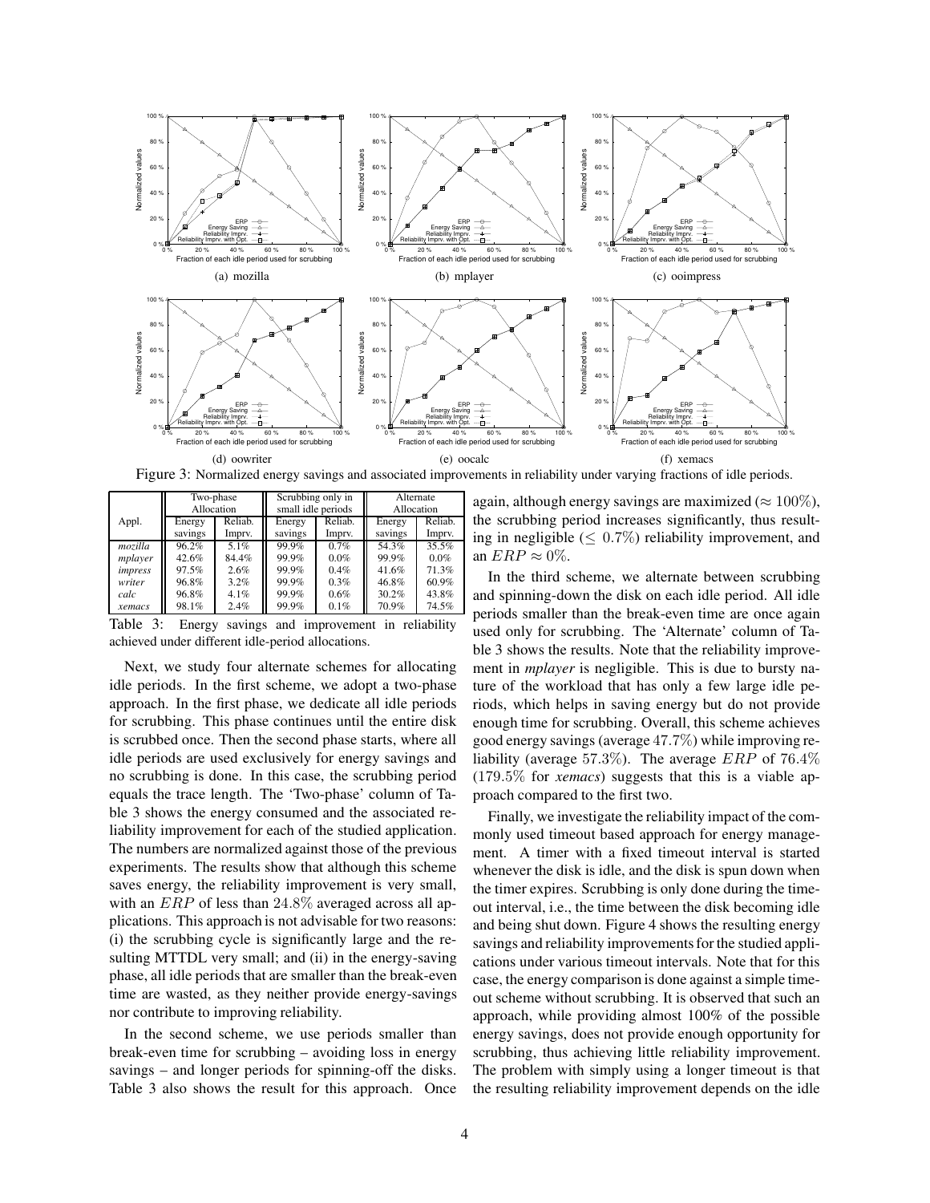Figure 3: Normalized energy savings and associated improvements in reliability under varying fractions of idle periods.

| Appl. | Two-phase Allocation | | Scrubbing only in small idle periods | | Alternate Allocation | |
|---|---|---|---|---|---|---|
| | Energy savings | Reliab. Imprv. | Energy savings | Reliab. Imprv. | Energy savings | Reliab. Imprv. |
| *mozilla* | 96.2% | 5.1% | 99.9% | 0.7% | 54.3% | 35.5% |
| *mplayer* | 42.6% | 84.4% | 99.9% | 0.0% | 99.9% | 0.0% |
| *impress* | 97.5% | 2.6% | 99.9% | 0.4% | 41.6% | 71.3% |
| *writer* | 96.8% | 3.2% | 99.9% | 0.3% | 46.8% | 60.9% |
| *calc* | 96.8% | 4.1% | 99.9% | 0.6% | 30.2% | 43.8% |
| *xemacs* | 98.1% | 2.4% | 99.9% | 0.1% | 70.9% | 74.5% |

Table 3: Energy savings and improvement in reliability achieved under different idle-period allocations.

Next, we study four alternate schemes for allocating idle periods. In the first scheme, we adopt a two-phase approach. In the first phase, we dedicate all idle periods for scrubbing. This phase continues until the entire disk is scrubbed once. Then the second phase starts, where all idle periods are used exclusively for energy savings and no scrubbing is done. In this case, the scrubbing period equals the trace length. The 'Two-phase' column of Table 3 shows the energy consumed and the associated reliability improvement for each of the studied application. The numbers are normalized against those of the previous experiments. The results show that although this scheme saves energy, the reliability improvement is very small, with an $ERP$ of less than $24.8\%$ averaged across all applications. This approach is not advisable for two reasons: (i) the scrubbing cycle is significantly large and the resulting MTTDL very small; and (ii) in the energy-saving phase, all idle periods that are smaller than the break-even time are wasted, as they neither provide energy-savings nor contribute to improving reliability.

In the second scheme, we use periods smaller than break-even time for scrubbing – avoiding loss in energy savings – and longer periods for spinning-off the disks. Table 3 also shows the result for this approach. Once again, although energy savings are maximized ($\approx 100\%$), the scrubbing period increases significantly, thus resulting in negligible ($\leq 0.7\%$) reliability improvement, and an $ERP \approx 0\%$.

In the third scheme, we alternate between scrubbing and spinning-down the disk on each idle period. All idle periods smaller than the break-even time are once again used only for scrubbing. The 'Alternate' column of Table 3 shows the results. Note that the reliability improvement in *mplayer* is negligible. This is due to bursty nature of the workload that has only a few large idle periods, which helps in saving energy but do not provide enough time for scrubbing. Overall, this scheme achieves good energy savings (average $47.7\%$) while improving reliability (average $57.3\%$). The average $ERP$ of $76.4\%$ ($179.5\%$ for *xemacs*) suggests that this is a viable approach compared to the first two.

Finally, we investigate the reliability impact of the commonly used timeout based approach for energy management. A timer with a fixed timeout interval is started whenever the disk is idle, and the disk is spun down when the timer expires. Scrubbing is only done during the timeout interval, i.e., the time between the disk becoming idle and being shut down. Figure 4 shows the resulting energy savings and reliability improvements for the studied applications under various timeout intervals. Note that for this case, the energy comparison is done against a simple timeout scheme without scrubbing. It is observed that such an approach, while providing almost 100% of the possible energy savings, does not provide enough opportunity for scrubbing, thus achieving little reliability improvement. The problem with simply using a longer timeout is that the resulting reliability improvement depends on the idle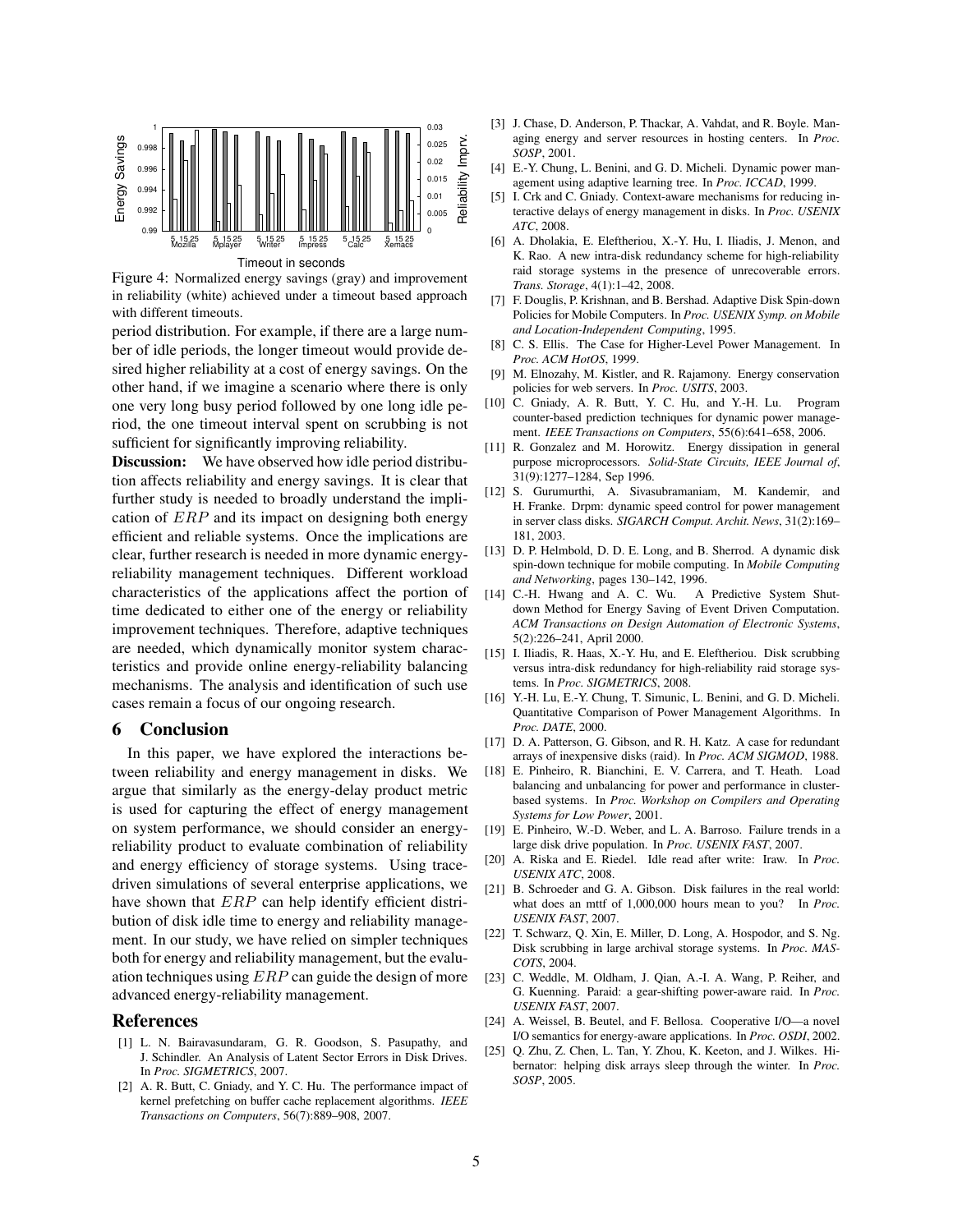Energy Savings

1
0.998
0.996
0.994
0.992
0.99

Reliability Imprv.

0.03
0.025
0.02
0.015
0.01
0.005
0

5 15 25 Mozilla
5 15 25 Mplayer
5 15 25 Writer
5 15 25 Impress
5 15 25 Calc
5 15 25 Xemacs

Timeout in seconds

Figure 4: Normalized energy savings (gray) and improvement in reliability (white) achieved under a timeout based approach with different timeouts.

period distribution. For example, if there are a large number of idle periods, the longer timeout would provide desired higher reliability at a cost of energy savings. On the other hand, if we imagine a scenario where there is only one very long busy period followed by one long idle period, the one timeout interval spent on scrubbing is not sufficient for significantly improving reliability.

**Discussion:** We have observed how idle period distribution affects reliability and energy savings. It is clear that further study is needed to broadly understand the implication of $ERP$ and its impact on designing both energy efficient and reliable systems. Once the implications are clear, further research is needed in more dynamic energy-reliability management techniques. Different workload characteristics of the applications affect the portion of time dedicated to either one of the energy or reliability improvement techniques. Therefore, adaptive techniques are needed, which dynamically monitor system characteristics and provide online energy-reliability balancing mechanisms. The analysis and identification of such use cases remain a focus of our ongoing research.

## 6 Conclusion

In this paper, we have explored the interactions between reliability and energy management in disks. We argue that similarly as the energy-delay product metric is used for capturing the effect of energy management on system performance, we should consider an energy-reliability product to evaluate combination of reliability and energy efficiency of storage systems. Using trace-driven simulations of several enterprise applications, we have shown that $ERP$ can help identify efficient distribution of disk idle time to energy and reliability management. In our study, we have relied on simpler techniques both for energy and reliability management, but the evaluation techniques using $ERP$ can guide the design of more advanced energy-reliability management.

## References

[1] L. N. Bairavasundaram, G. R. Goodson, S. Pasupathy, and J. Schindler. An Analysis of Latent Sector Errors in Disk Drives. In *Proc. SIGMETRICS*, 2007.

[2] A. R. Butt, C. Gniady, and Y. C. Hu. The performance impact of kernel prefetching on buffer cache replacement algorithms. *IEEE Transactions on Computers*, 56(7):889–908, 2007.

[3] J. Chase, D. Anderson, P. Thackar, A. Vahdat, and R. Boyle. Managing energy and server resources in hosting centers. In *Proc. SOSP*, 2001.

[4] E.-Y. Chung, L. Benini, and G. D. Micheli. Dynamic power management using adaptive learning tree. In *Proc. ICCAD*, 1999.

[5] I. Crk and C. Gniady. Context-aware mechanisms for reducing interactive delays of energy management in disks. In *Proc. USENIX ATC*, 2008.

[6] A. Dholakia, E. Eleftheriou, X.-Y. Hu, I. Iliadis, J. Menon, and K. Rao. A new intra-disk redundancy scheme for high-reliability raid storage systems in the presence of unrecoverable errors. *Trans. Storage*, 4(1):1–42, 2008.

[7] F. Douglis, P. Krishnan, and B. Bershad. Adaptive Disk Spin-down Policies for Mobile Computers. In *Proc. USENIX Symp. on Mobile and Location-Independent Computing*, 1995.

[8] C. S. Ellis. The Case for Higher-Level Power Management. In *Proc. ACM HotOS*, 1999.

[9] M. Elnozahy, M. Kistler, and R. Rajamony. Energy conservation policies for web servers. In *Proc. USITS*, 2003.

[10] C. Gniady, A. R. Butt, Y. C. Hu, and Y.-H. Lu. Program counter-based prediction techniques for dynamic power management. *IEEE Transactions on Computers*, 55(6):641–658, 2006.

[11] R. Gonzalez and M. Horowitz. Energy dissipation in general purpose microprocessors. *Solid-State Circuits, IEEE Journal of*, 31(9):1277–1284, Sep 1996.

[12] S. Gurumurthi, A. Sivasubramaniam, M. Kandemir, and H. Franke. Drpm: dynamic speed control for power management in server class disks. *SIGARCH Comput. Archit. News*, 31(2):169–181, 2003.

[13] D. P. Helmbold, D. D. E. Long, and B. Sherrod. A dynamic disk spin-down technique for mobile computing. In *Mobile Computing and Networking*, pages 130–142, 1996.

[14] C.-H. Hwang and A. C. Wu. A Predictive System Shutdown Method for Energy Saving of Event Driven Computation. *ACM Transactions on Design Automation of Electronic Systems*, 5(2):226–241, April 2000.

[15] I. Iliadis, R. Haas, X.-Y. Hu, and E. Eleftheriou. Disk scrubbing versus intra-disk redundancy for high-reliability raid storage systems. In *Proc. SIGMETRICS*, 2008.

[16] Y.-H. Lu, E.-Y. Chung, T. Simunic, L. Benini, and G. D. Micheli. Quantitative Comparison of Power Management Algorithms. In *Proc. DATE*, 2000.

[17] D. A. Patterson, G. Gibson, and R. H. Katz. A case for redundant arrays of inexpensive disks (raid). In *Proc. ACM SIGMOD*, 1988.

[18] E. Pinheiro, R. Bianchini, E. V. Carrera, and T. Heath. Load balancing and unbalancing for power and performance in cluster-based systems. In *Proc. Workshop on Compilers and Operating Systems for Low Power*, 2001.

[19] E. Pinheiro, W.-D. Weber, and L. A. Barroso. Failure trends in a large disk drive population. In *Proc. USENIX FAST*, 2007.

[20] A. Riska and E. Riedel. Idle read after write: Iraw. In *Proc. USENIX ATC*, 2008.

[21] B. Schroeder and G. A. Gibson. Disk failures in the real world: what does an mttf of 1,000,000 hours mean to you? In *Proc. USENIX FAST*, 2007.

[22] T. Schwarz, Q. Xin, E. Miller, D. Long, A. Hospodor, and S. Ng. Disk scrubbing in large archival storage systems. In *Proc. MASCOTS*, 2004.

[23] C. Weddle, M. Oldham, J. Qian, A.-I. A. Wang, P. Reiher, and G. Kuenning. Paraid: a gear-shifting power-aware raid. In *Proc. USENIX FAST*, 2007.

[24] A. Weissel, B. Beutel, and F. Bellosa. Cooperative I/O—a novel I/O semantics for energy-aware applications. In *Proc. OSDI*, 2002.

[25] Q. Zhu, Z. Chen, L. Tan, Y. Zhou, K. Keeton, and J. Wilkes. Hibernator: helping disk arrays sleep through the winter. In *Proc. SOSP*, 2005.